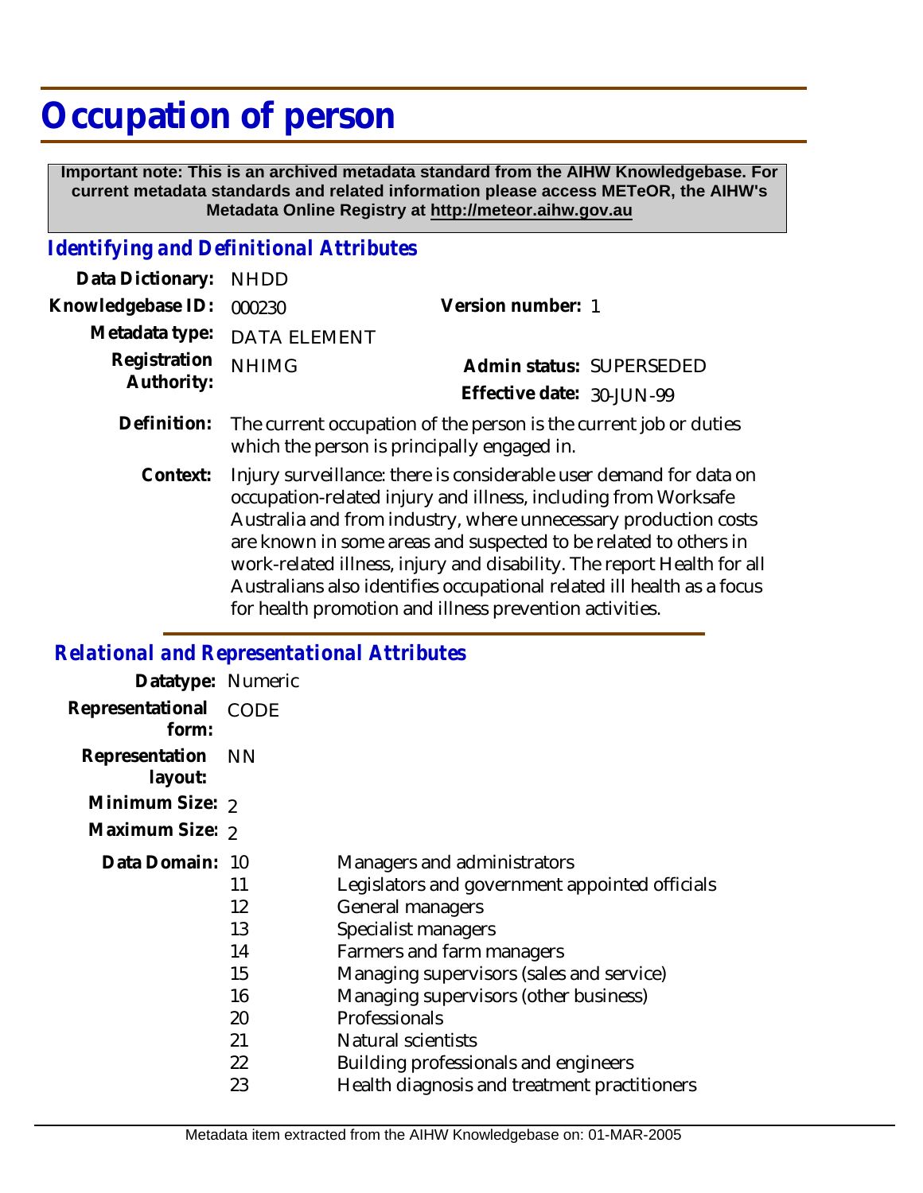# Occupation of person

**Important note: This is an archived metadata standard from the AIHW Knowledgebase. For current metadata standards and related information please access METeOR, the AIHW's Metadata Online Registry at http://meteor.aihw.gov.au**

## *Identifying and Definitional Attributes*

**Data Dictionary:** NHDD

**Knowledgebase ID:** 000230

**Version number:** 1

**Metadata type:** DATA ELEMENT

**Registration Authority:** NHIMG

**Admin status:** SUPERSEDED

**Effective date:** 30-JUN-99

**Definition:** The current occupation of the person is the current job or duties which the person is principally engaged in.

**Context:** Injury surveillance: there is considerable user demand for data on occupation-related injury and illness, including from Worksafe Australia and from industry, where unnecessary production costs are known in some areas and suspected to be related to others in work-related illness, injury and disability. The report Health for all Australians also identifies occupational related ill health as a focus for health promotion and illness prevention activities.

## *Relational and Representational Attributes*

**Datatype:** Numeric

**Representational form:** CODE

**Representation layout:** NN

**Minimum Size:** 2

**Maximum Size:** 2

**Data Domain:**

| Code | Description |
|---|---|
| 10 | Managers and administrators |
| 11 | Legislators and government appointed officials |
| 12 | General managers |
| 13 | Specialist managers |
| 14 | Farmers and farm managers |
| 15 | Managing supervisors (sales and service) |
| 16 | Managing supervisors (other business) |
| 20 | Professionals |
| 21 | Natural scientists |
| 22 | Building professionals and engineers |
| 23 | Health diagnosis and treatment practitioners |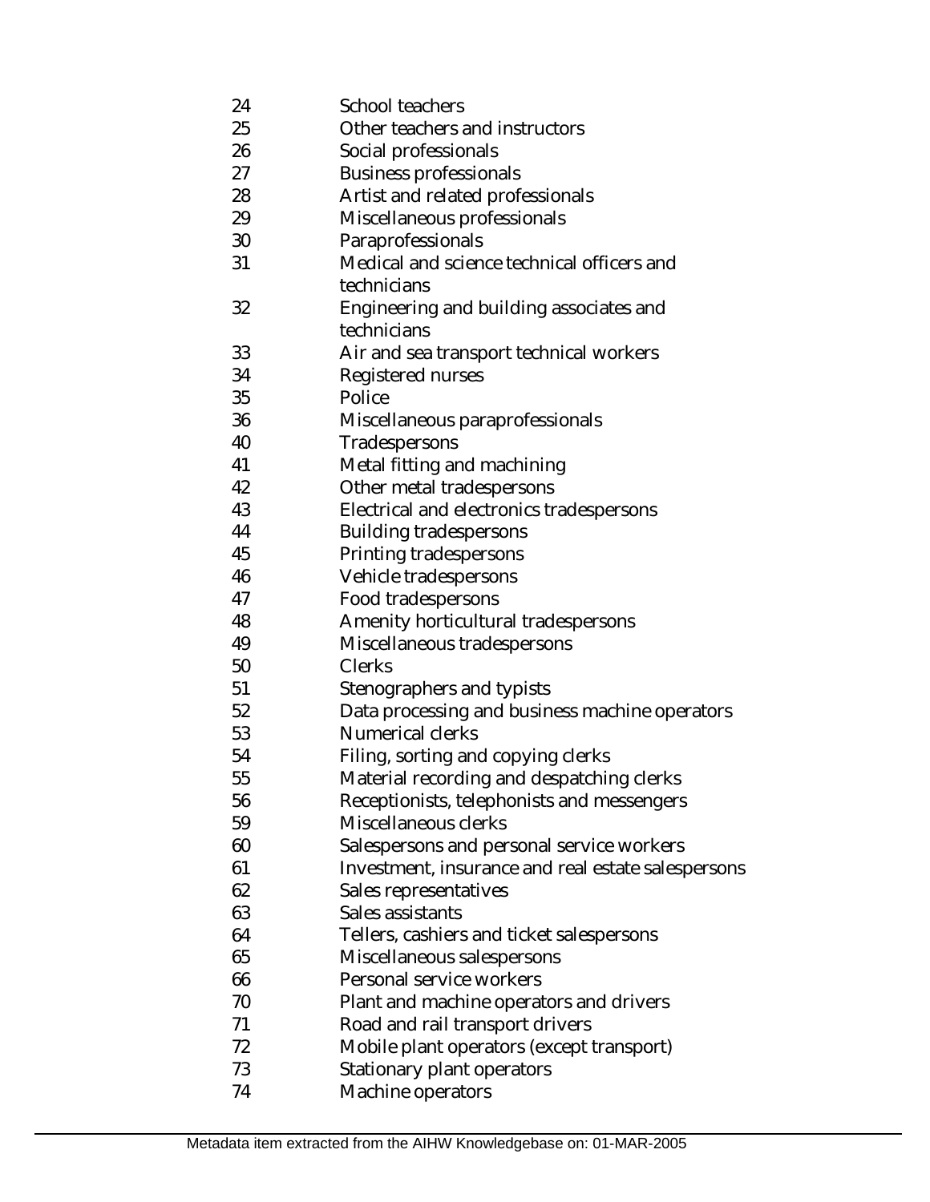| | |
|---|---|
| 24 | School teachers |
| 25 | Other teachers and instructors |
| 26 | Social professionals |
| 27 | Business professionals |
| 28 | Artist and related professionals |
| 29 | Miscellaneous professionals |
| 30 | Paraprofessionals |
| 31 | Medical and science technical officers and technicians |
| 32 | Engineering and building associates and technicians |
| 33 | Air and sea transport technical workers |
| 34 | Registered nurses |
| 35 | Police |
| 36 | Miscellaneous paraprofessionals |
| 40 | Tradespersons |
| 41 | Metal fitting and machining |
| 42 | Other metal tradespersons |
| 43 | Electrical and electronics tradespersons |
| 44 | Building tradespersons |
| 45 | Printing tradespersons |
| 46 | Vehicle tradespersons |
| 47 | Food tradespersons |
| 48 | Amenity horticultural tradespersons |
| 49 | Miscellaneous tradespersons |
| 50 | Clerks |
| 51 | Stenographers and typists |
| 52 | Data processing and business machine operators |
| 53 | Numerical clerks |
| 54 | Filing, sorting and copying clerks |
| 55 | Material recording and despatching clerks |
| 56 | Receptionists, telephonists and messengers |
| 59 | Miscellaneous clerks |
| 60 | Salespersons and personal service workers |
| 61 | Investment, insurance and real estate salespersons |
| 62 | Sales representatives |
| 63 | Sales assistants |
| 64 | Tellers, cashiers and ticket salespersons |
| 65 | Miscellaneous salespersons |
| 66 | Personal service workers |
| 70 | Plant and machine operators and drivers |
| 71 | Road and rail transport drivers |
| 72 | Mobile plant operators (except transport) |
| 73 | Stationary plant operators |
| 74 | Machine operators |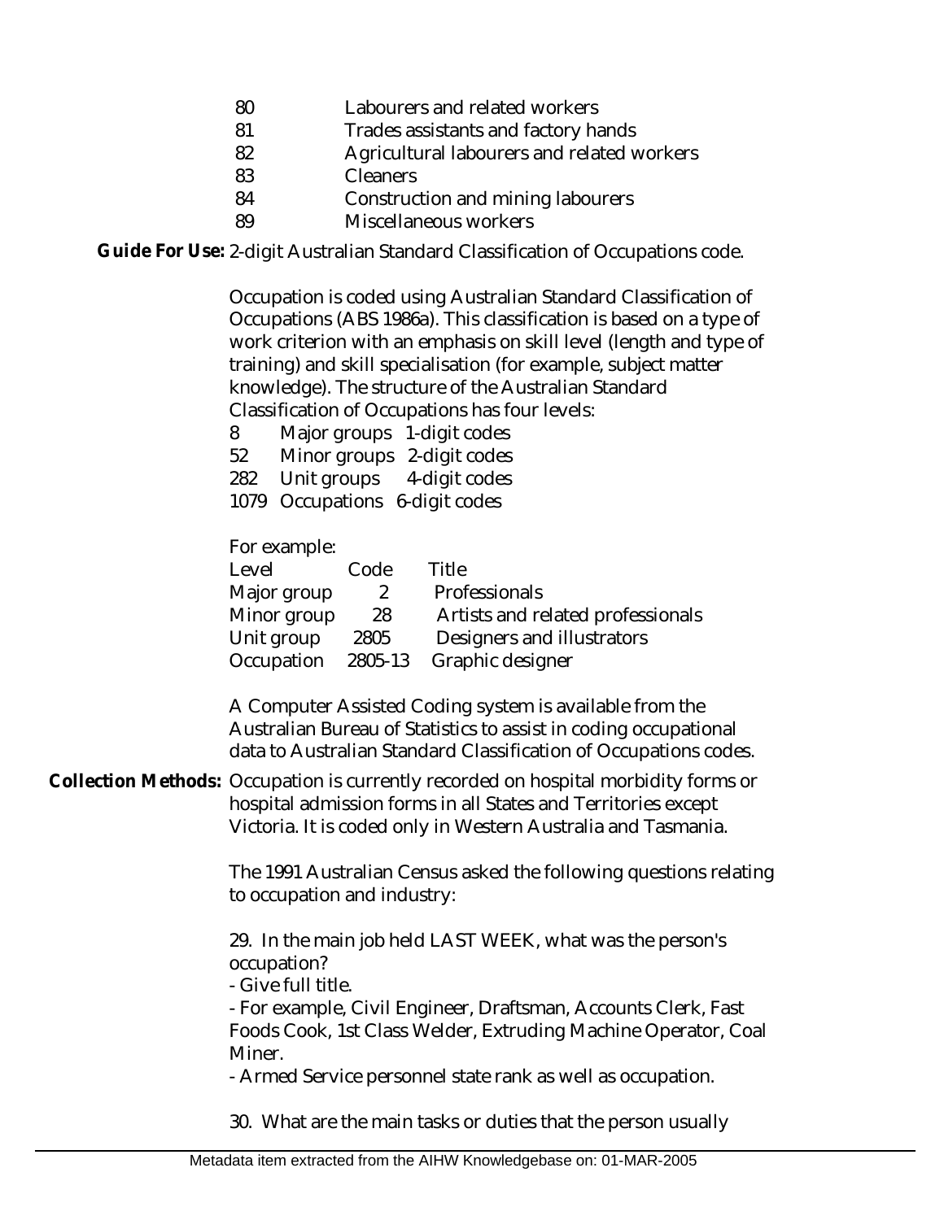| | |
|---|---|
| 80 | Labourers and related workers |
| 81 | Trades assistants and factory hands |
| 82 | Agricultural labourers and related workers |
| 83 | Cleaners |
| 84 | Construction and mining labourers |
| 89 | Miscellaneous workers |

**Guide For Use:** 2-digit Australian Standard Classification of Occupations code.

Occupation is coded using Australian Standard Classification of Occupations (ABS 1986a). This classification is based on a type of work criterion with an emphasis on skill level (length and type of training) and skill specialisation (for example, subject matter knowledge). The structure of the Australian Standard Classification of Occupations has four levels:

| | | |
|---|---|---|
| 8 | Major groups | 1-digit codes |
| 52 | Minor groups | 2-digit codes |
| 282 | Unit groups | 4-digit codes |
| 1079 | Occupations | 6-digit codes |

For example:

| Level | Code | Title |
|---|---|---|
| Major group | 2 | Professionals |
| Minor group | 28 | Artists and related professionals |
| Unit group | 2805 | Designers and illustrators |
| Occupation | 2805-13 | Graphic designer |

A Computer Assisted Coding system is available from the Australian Bureau of Statistics to assist in coding occupational data to Australian Standard Classification of Occupations codes.

**Collection Methods:** Occupation is currently recorded on hospital morbidity forms or hospital admission forms in all States and Territories except Victoria. It is coded only in Western Australia and Tasmania.

The 1991 Australian Census asked the following questions relating to occupation and industry:

29. In the main job held LAST WEEK, what was the person's occupation?
- Give full title.
- For example, Civil Engineer, Draftsman, Accounts Clerk, Fast Foods Cook, 1st Class Welder, Extruding Machine Operator, Coal Miner.
- Armed Service personnel state rank as well as occupation.

30. What are the main tasks or duties that the person usually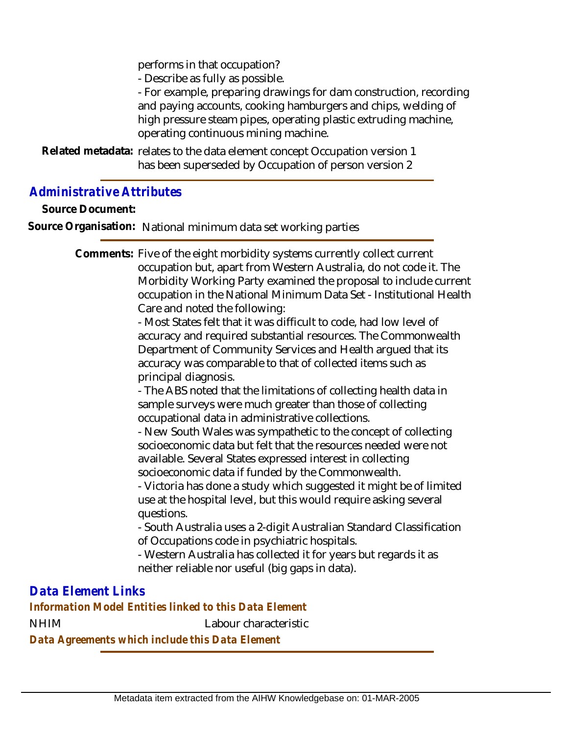performs in that occupation?
- Describe as fully as possible.
- For example, preparing drawings for dam construction, recording and paying accounts, cooking hamburgers and chips, welding of high pressure steam pipes, operating plastic extruding machine, operating continuous mining machine.

**Related metadata:** relates to the data element concept Occupation version 1
has been superseded by Occupation of person version 2

## Administrative Attributes

**Source Document:**

**Source Organisation:** National minimum data set working parties

**Comments:** Five of the eight morbidity systems currently collect current occupation but, apart from Western Australia, do not code it. The Morbidity Working Party examined the proposal to include current occupation in the National Minimum Data Set - Institutional Health Care and noted the following:

- Most States felt that it was difficult to code, had low level of accuracy and required substantial resources. The Commonwealth Department of Community Services and Health argued that its accuracy was comparable to that of collected items such as principal diagnosis.
- The ABS noted that the limitations of collecting health data in sample surveys were much greater than those of collecting occupational data in administrative collections.
- New South Wales was sympathetic to the concept of collecting socioeconomic data but felt that the resources needed were not available. Several States expressed interest in collecting socioeconomic data if funded by the Commonwealth.
- Victoria has done a study which suggested it might be of limited use at the hospital level, but this would require asking several questions.
- South Australia uses a 2-digit Australian Standard Classification of Occupations code in psychiatric hospitals.
- Western Australia has collected it for years but regards it as neither reliable nor useful (big gaps in data).

## Data Element Links

### Information Model Entities linked to this Data Element

NHIM Labour characteristic

### Data Agreements which include this Data Element